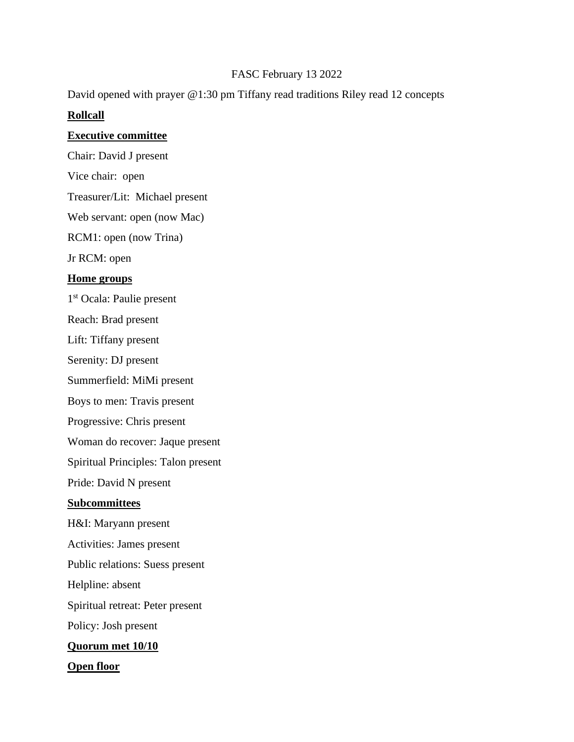FASC February 13 2022

David opened with prayer @1:30 pm Tiffany read traditions Riley read 12 concepts

**Rollcall**

**Executive committee**

Chair: David J present

Vice chair: open

Treasurer/Lit: Michael present

Web servant: open (now Mac)

RCM1: open (now Trina)

Jr RCM: open

**Home groups**

1st Ocala: Paulie present

Reach: Brad present

Lift: Tiffany present

Serenity: DJ present

Summerfield: MiMi present

Boys to men: Travis present

Progressive: Chris present

Woman do recover: Jaque present

Spiritual Principles: Talon present

Pride: David N present

**Subcommittees**

H&I: Maryann present

Activities: James present

Public relations: Suess present

Helpline: absent

Spiritual retreat: Peter present

Policy: Josh present

**Quorum met 10/10**

**Open floor**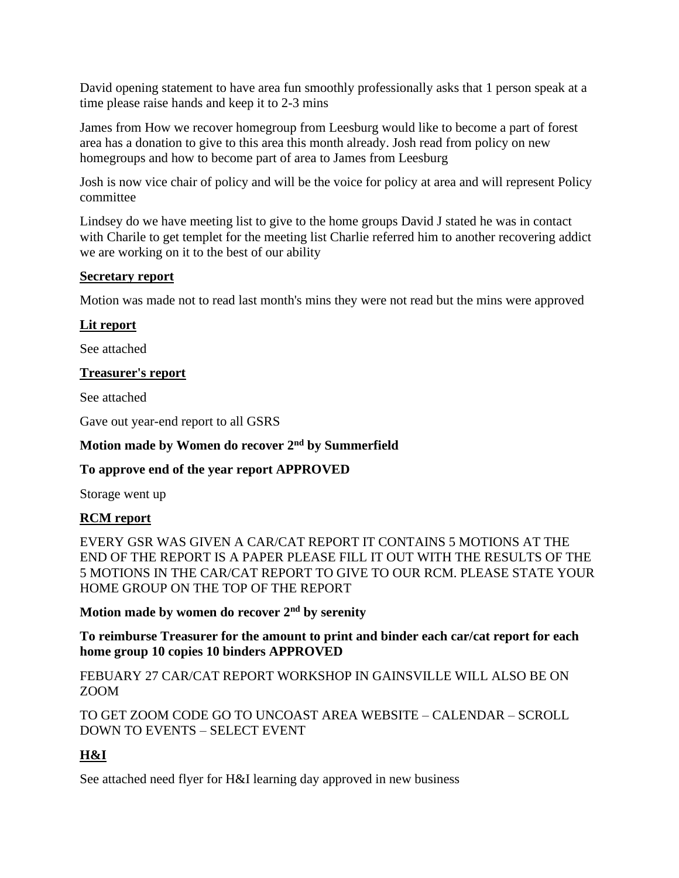David opening statement to have area fun smoothly professionally asks that 1 person speak at a time please raise hands and keep it to 2-3 mins

James from How we recover homegroup from Leesburg would like to become a part of forest area has a donation to give to this area this month already. Josh read from policy on new homegroups and how to become part of area to James from Leesburg

Josh is now vice chair of policy and will be the voice for policy at area and will represent Policy committee

Lindsey do we have meeting list to give to the home groups David J stated he was in contact with Charile to get templet for the meeting list Charlie referred him to another recovering addict we are working on it to the best of our ability

**Secretary report**

Motion was made not to read last month's mins they were not read but the mins were approved

**Lit report**

See attached

**Treasurer's report**

See attached

Gave out year-end report to all GSRS

**Motion made by Women do recover 2nd by Summerfield**

**To approve end of the year report APPROVED**

Storage went up

**RCM report**

EVERY GSR WAS GIVEN A CAR/CAT REPORT IT CONTAINS 5 MOTIONS AT THE END OF THE REPORT IS A PAPER PLEASE FILL IT OUT WITH THE RESULTS OF THE 5 MOTIONS IN THE CAR/CAT REPORT TO GIVE TO OUR RCM. PLEASE STATE YOUR HOME GROUP ON THE TOP OF THE REPORT

**Motion made by women do recover 2nd by serenity**

**To reimburse Treasurer for the amount to print and binder each car/cat report for each home group 10 copies 10 binders APPROVED**

FEBUARY 27 CAR/CAT REPORT WORKSHOP IN GAINSVILLE WILL ALSO BE ON ZOOM

TO GET ZOOM CODE GO TO UNCOAST AREA WEBSITE – CALENDAR – SCROLL DOWN TO EVENTS – SELECT EVENT

**H&I**

See attached need flyer for H&I learning day approved in new business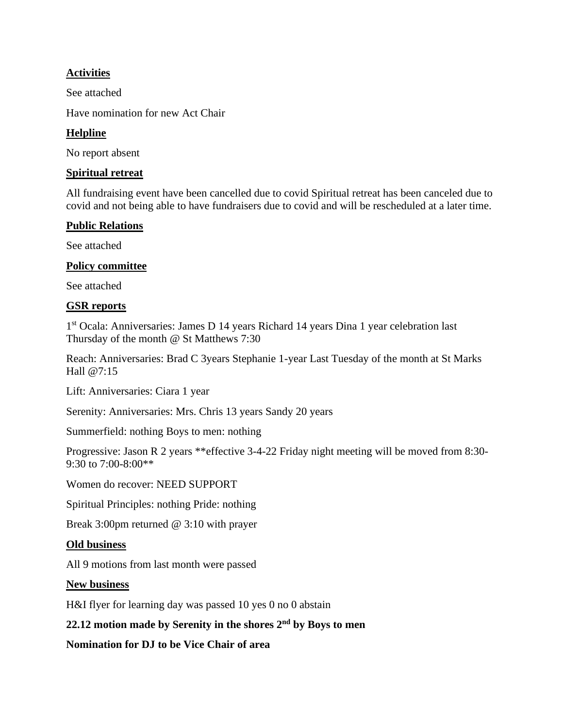**Activities**

See attached

Have nomination for new Act Chair

**Helpline**

No report absent

**Spiritual retreat**

All fundraising event have been cancelled due to covid Spiritual retreat has been canceled due to covid and not being able to have fundraisers due to covid and will be rescheduled at a later time.

**Public Relations**

See attached

**Policy committee**

See attached

**GSR reports**

1st Ocala: Anniversaries: James D 14 years Richard 14 years Dina 1 year celebration last Thursday of the month @ St Matthews 7:30

Reach: Anniversaries: Brad C 3years Stephanie 1-year Last Tuesday of the month at St Marks Hall @7:15

Lift: Anniversaries: Ciara 1 year

Serenity: Anniversaries: Mrs. Chris 13 years Sandy 20 years

Summerfield: nothing Boys to men: nothing

Progressive: Jason R 2 years **effective 3-4-22 Friday night meeting will be moved from 8:30-9:30 to 7:00-8:00**

Women do recover: NEED SUPPORT

Spiritual Principles: nothing Pride: nothing

Break 3:00pm returned @ 3:10 with prayer

**Old business**

All 9 motions from last month were passed

**New business**

H&I flyer for learning day was passed 10 yes 0 no 0 abstain

**22.12 motion made by Serenity in the shores 2nd by Boys to men**

**Nomination for DJ to be Vice Chair of area**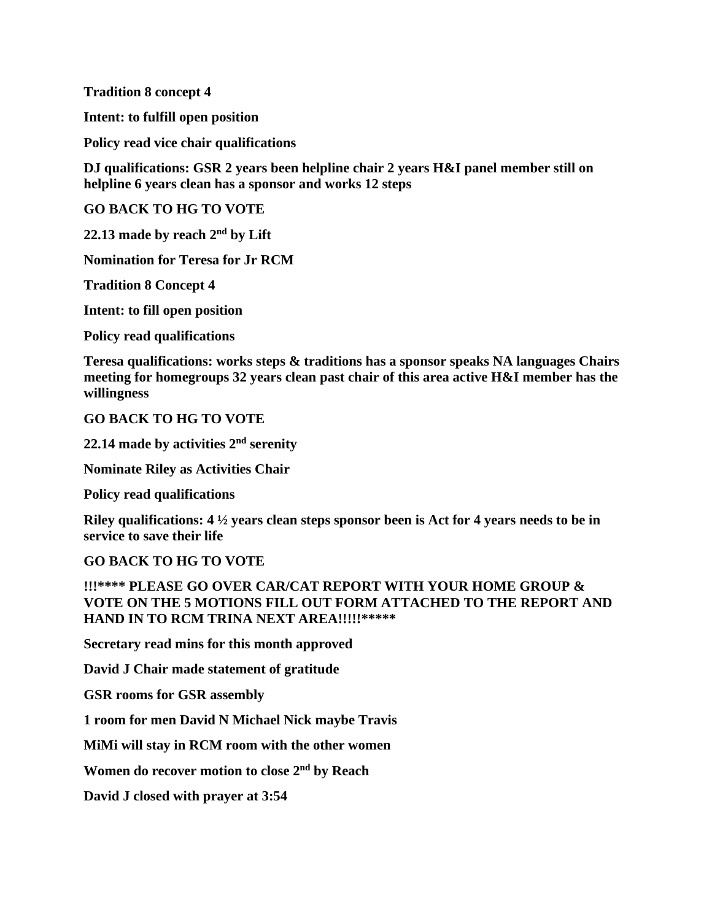**Tradition 8 concept 4**

**Intent: to fulfill open position**

**Policy read vice chair qualifications**

**DJ qualifications: GSR 2 years been helpline chair 2 years H&I panel member still on helpline 6 years clean has a sponsor and works 12 steps**

**GO BACK TO HG TO VOTE**

**22.13 made by reach 2nd by Lift**

**Nomination for Teresa for Jr RCM**

**Tradition 8 Concept 4**

**Intent: to fill open position**

**Policy read qualifications**

**Teresa qualifications: works steps & traditions has a sponsor speaks NA languages Chairs meeting for homegroups 32 years clean past chair of this area active H&I member has the willingness**

**GO BACK TO HG TO VOTE**

**22.14 made by activities 2nd serenity**

**Nominate Riley as Activities Chair**

**Policy read qualifications**

**Riley qualifications: 4 ½ years clean steps sponsor been is Act for 4 years needs to be in service to save their life**

**GO BACK TO HG TO VOTE**

**!!!**** PLEASE GO OVER CAR/CAT REPORT WITH YOUR HOME GROUP & VOTE ON THE 5 MOTIONS FILL OUT FORM ATTACHED TO THE REPORT AND HAND IN TO RCM TRINA NEXT AREA!!!!!*******

**Secretary read mins for this month approved**

**David J Chair made statement of gratitude**

**GSR rooms for GSR assembly**

**1 room for men David N Michael Nick maybe Travis**

**MiMi will stay in RCM room with the other women**

**Women do recover motion to close 2nd by Reach**

**David J closed with prayer at 3:54**